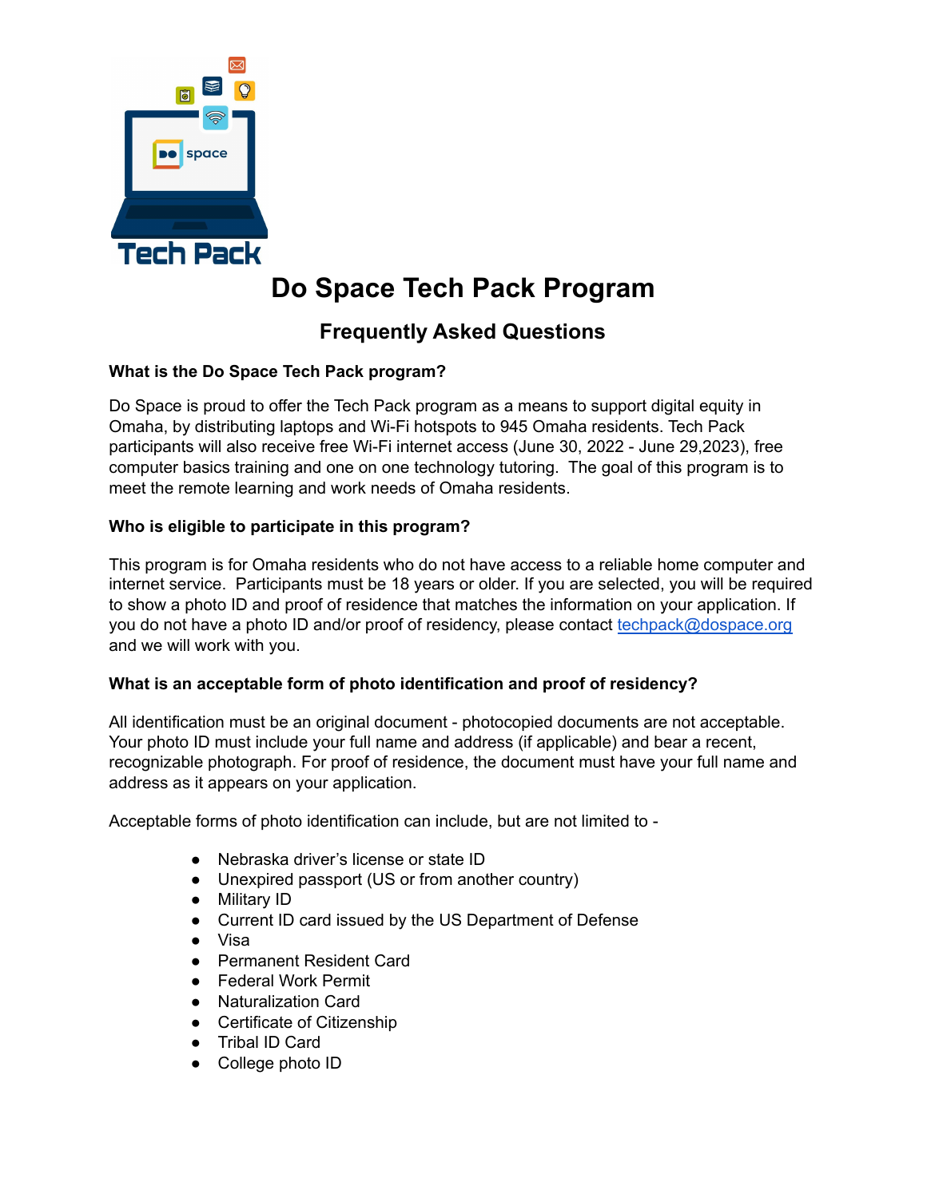# Do Space Tech Pack Program

## Frequently Asked Questions

**What is the Do Space Tech Pack program?**

Do Space is proud to offer the Tech Pack program as a means to support digital equity in Omaha, by distributing laptops and Wi-Fi hotspots to 945 Omaha residents. Tech Pack participants will also receive free Wi-Fi internet access (June 30, 2022 - June 29,2023), free computer basics training and one on one technology tutoring. The goal of this program is to meet the remote learning and work needs of Omaha residents.

**Who is eligible to participate in this program?**

This program is for Omaha residents who do not have access to a reliable home computer and internet service. Participants must be 18 years or older. If you are selected, you will be required to show a photo ID and proof of residence that matches the information on your application. If you do not have a photo ID and/or proof of residency, please contact techpack@dospace.org and we will work with you.

**What is an acceptable form of photo identification and proof of residency?**

All identification must be an original document - photocopied documents are not acceptable. Your photo ID must include your full name and address (if applicable) and bear a recent, recognizable photograph. For proof of residence, the document must have your full name and address as it appears on your application.

Acceptable forms of photo identification can include, but are not limited to -

- Nebraska driver's license or state ID
- Unexpired passport (US or from another country)
- Military ID
- Current ID card issued by the US Department of Defense
- Visa
- Permanent Resident Card
- Federal Work Permit
- Naturalization Card
- Certificate of Citizenship
- Tribal ID Card
- College photo ID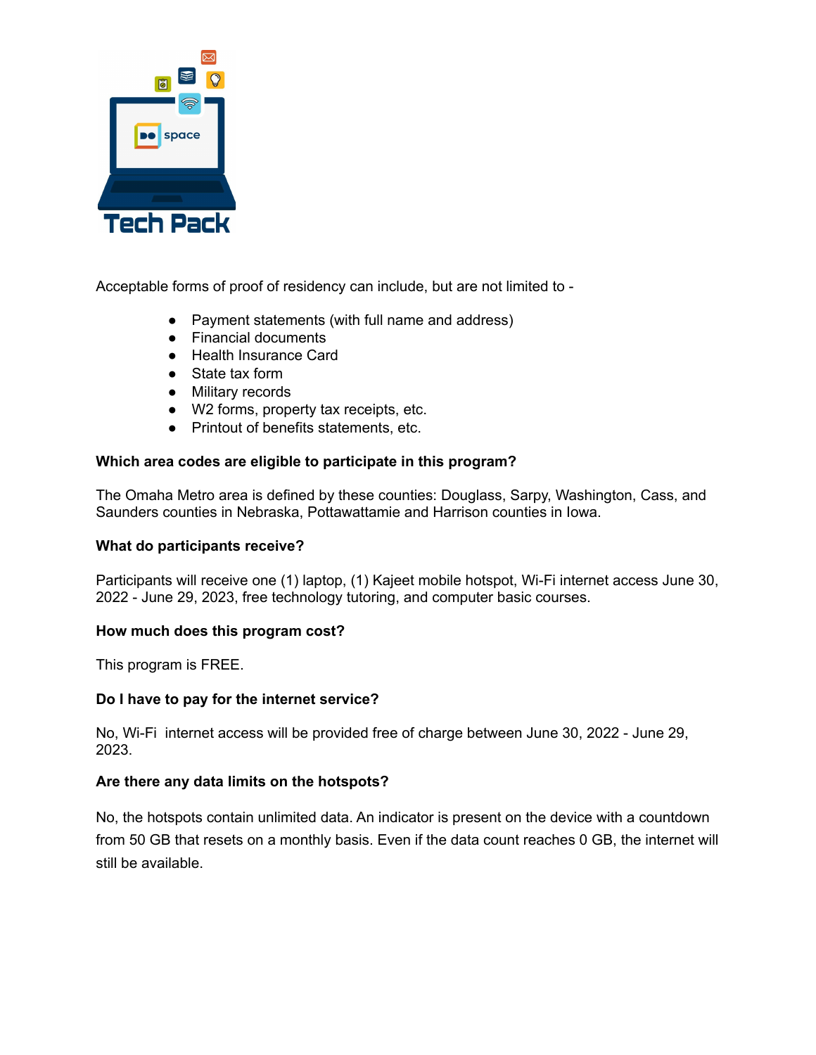Acceptable forms of proof of residency can include, but are not limited to -

- Payment statements (with full name and address)
- Financial documents
- Health Insurance Card
- State tax form
- Military records
- W2 forms, property tax receipts, etc.
- Printout of benefits statements, etc.

**Which area codes are eligible to participate in this program?**

The Omaha Metro area is defined by these counties: Douglass, Sarpy, Washington, Cass, and Saunders counties in Nebraska, Pottawattamie and Harrison counties in Iowa.

**What do participants receive?**

Participants will receive one (1) laptop, (1) Kajeet mobile hotspot, Wi-Fi internet access June 30, 2022 - June 29, 2023, free technology tutoring, and computer basic courses.

**How much does this program cost?**

This program is FREE.

**Do I have to pay for the internet service?**

No, Wi-Fi internet access will be provided free of charge between June 30, 2022 - June 29, 2023.

**Are there any data limits on the hotspots?**

No, the hotspots contain unlimited data. An indicator is present on the device with a countdown from 50 GB that resets on a monthly basis. Even if the data count reaches 0 GB, the internet will still be available.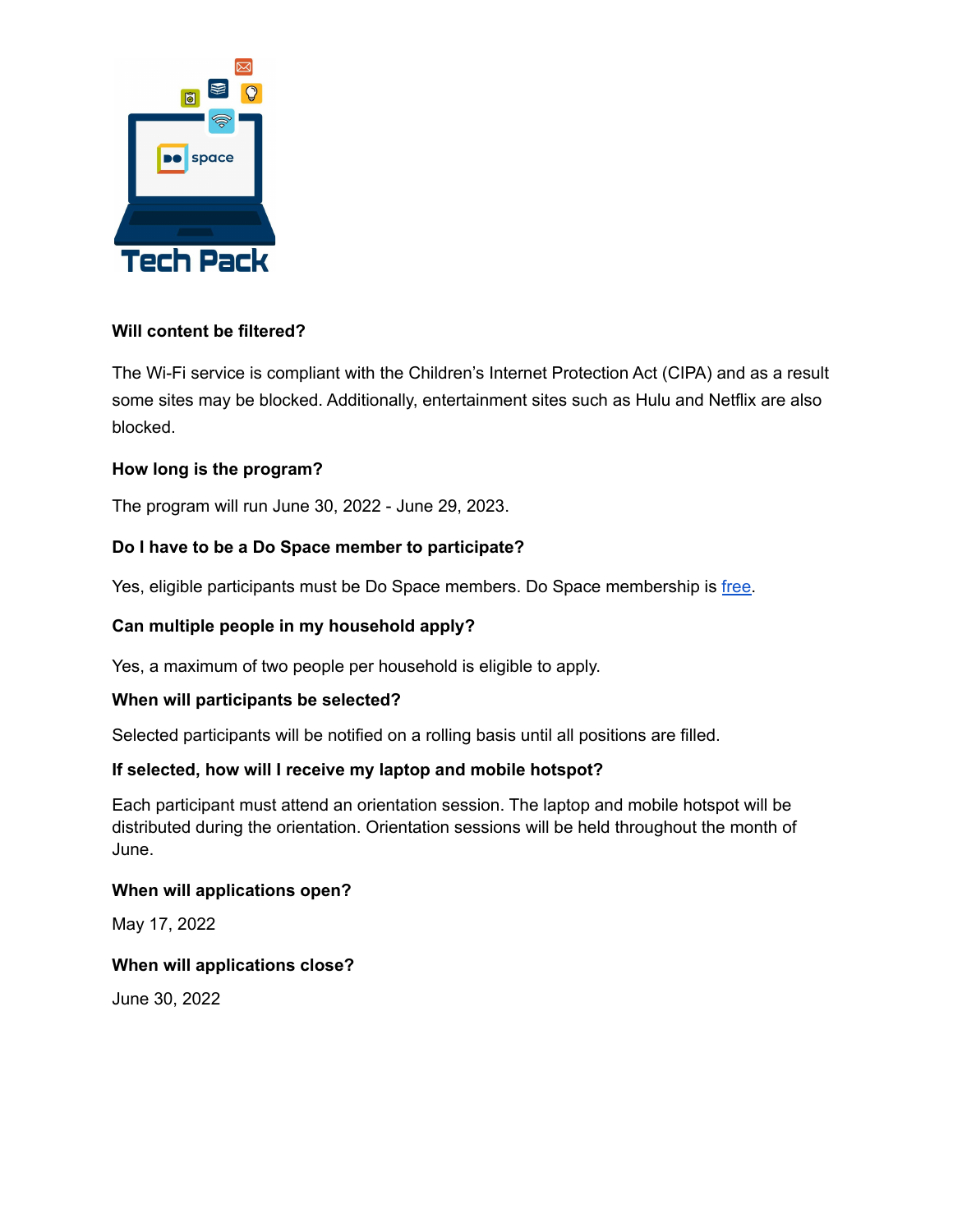**Will content be filtered?**

The Wi-Fi service is compliant with the Children's Internet Protection Act (CIPA) and as a result some sites may be blocked. Additionally, entertainment sites such as Hulu and Netflix are also blocked.

**How long is the program?**

The program will run June 30, 2022 - June 29, 2023.

**Do I have to be a Do Space member to participate?**

Yes, eligible participants must be Do Space members. Do Space membership is free.

**Can multiple people in my household apply?**

Yes, a maximum of two people per household is eligible to apply.

**When will participants be selected?**

Selected participants will be notified on a rolling basis until all positions are filled.

**If selected, how will I receive my laptop and mobile hotspot?**

Each participant must attend an orientation session. The laptop and mobile hotspot will be distributed during the orientation. Orientation sessions will be held throughout the month of June.

**When will applications open?**

May 17, 2022

**When will applications close?**

June 30, 2022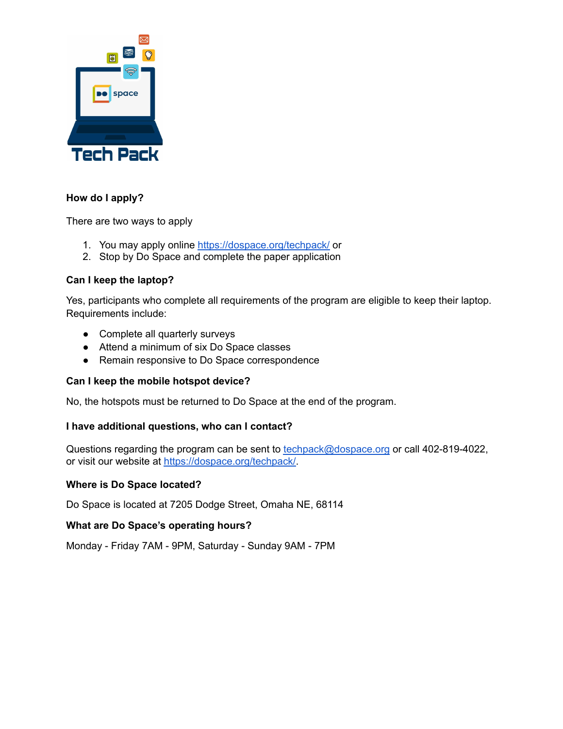**Tech Pack**

**How do I apply?**

There are two ways to apply

1. You may apply online https://dospace.org/techpack/ or
2. Stop by Do Space and complete the paper application

**Can I keep the laptop?**

Yes, participants who complete all requirements of the program are eligible to keep their laptop. Requirements include:

- Complete all quarterly surveys
- Attend a minimum of six Do Space classes
- Remain responsive to Do Space correspondence

**Can I keep the mobile hotspot device?**

No, the hotspots must be returned to Do Space at the end of the program.

**I have additional questions, who can I contact?**

Questions regarding the program can be sent to techpack@dospace.org or call 402-819-4022, or visit our website at https://dospace.org/techpack/.

**Where is Do Space located?**

Do Space is located at 7205 Dodge Street, Omaha NE, 68114

**What are Do Space's operating hours?**

Monday - Friday 7AM - 9PM, Saturday - Sunday 9AM - 7PM